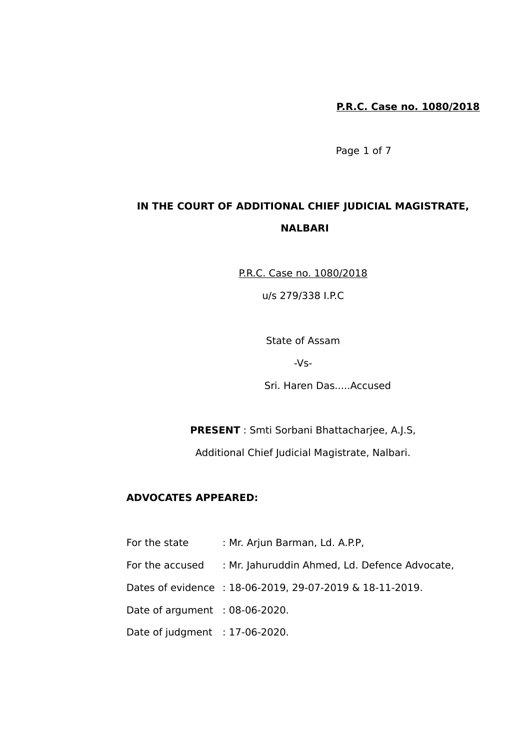**IN THE COURT OF ADDITIONAL CHIEF JUDICIAL MAGISTRATE, NALBARI**

P.R.C. Case no. 1080/2018

u/s 279/338 I.P.C

State of Assam

-Vs-

Sri. Haren Das.....Accused

**PRESENT** : Smti Sorbani Bhattacharjee, A.J.S,

Additional Chief Judicial Magistrate, Nalbari.

**ADVOCATES APPEARED:**

For the state : Mr. Arjun Barman, Ld. A.P.P,

For the accused : Mr. Jahuruddin Ahmed, Ld. Defence Advocate,

Dates of evidence : 18-06-2019, 29-07-2019 & 18-11-2019.

Date of argument : 08-06-2020.

Date of judgment : 17-06-2020.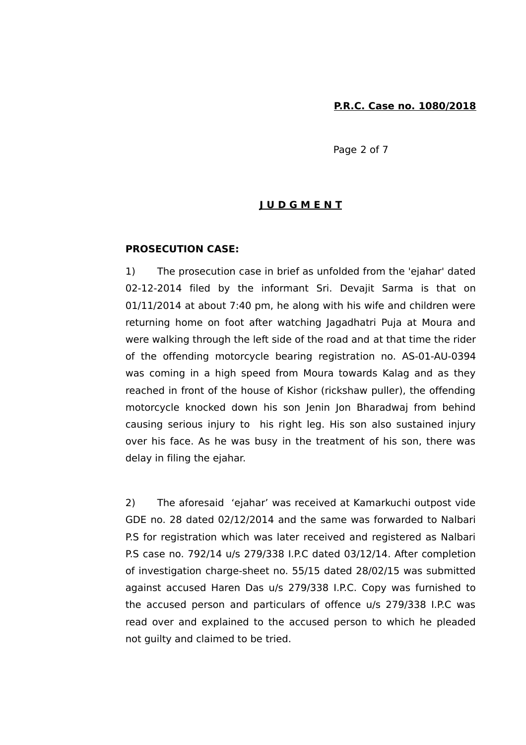# JUDGMENT

**PROSECUTION CASE:**

1) The prosecution case in brief as unfolded from the 'ejahar' dated 02-12-2014 filed by the informant Sri. Devajit Sarma is that on 01/11/2014 at about 7:40 pm, he along with his wife and children were returning home on foot after watching Jagadhatri Puja at Moura and were walking through the left side of the road and at that time the rider of the offending motorcycle bearing registration no. AS-01-AU-0394 was coming in a high speed from Moura towards Kalag and as they reached in front of the house of Kishor (rickshaw puller), the offending motorcycle knocked down his son Jenin Jon Bharadwaj from behind causing serious injury to his right leg. His son also sustained injury over his face. As he was busy in the treatment of his son, there was delay in filing the ejahar.

2) The aforesaid 'ejahar' was received at Kamarkuchi outpost vide GDE no. 28 dated 02/12/2014 and the same was forwarded to Nalbari P.S for registration which was later received and registered as Nalbari P.S case no. 792/14 u/s 279/338 I.P.C dated 03/12/14. After completion of investigation charge-sheet no. 55/15 dated 28/02/15 was submitted against accused Haren Das u/s 279/338 I.P.C. Copy was furnished to the accused person and particulars of offence u/s 279/338 I.P.C was read over and explained to the accused person to which he pleaded not guilty and claimed to be tried.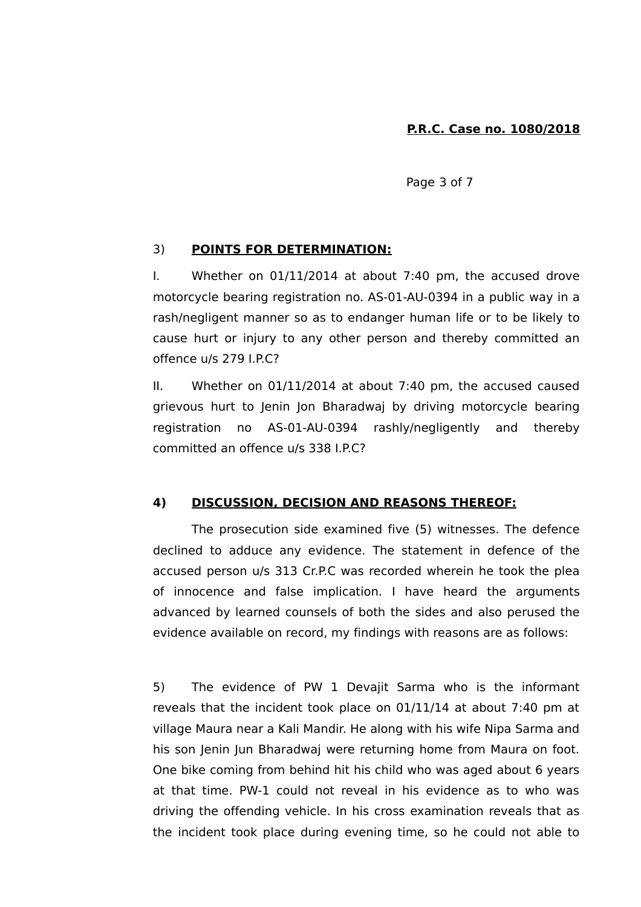3) **POINTS FOR DETERMINATION:**

I. Whether on 01/11/2014 at about 7:40 pm, the accused drove motorcycle bearing registration no. AS-01-AU-0394 in a public way in a rash/negligent manner so as to endanger human life or to be likely to cause hurt or injury to any other person and thereby committed an offence u/s 279 I.P.C?

II. Whether on 01/11/2014 at about 7:40 pm, the accused caused grievous hurt to Jenin Jon Bharadwaj by driving motorcycle bearing registration no AS-01-AU-0394 rashly/negligently and thereby committed an offence u/s 338 I.P.C?

**4) DISCUSSION, DECISION AND REASONS THEREOF:**

The prosecution side examined five (5) witnesses. The defence declined to adduce any evidence. The statement in defence of the accused person u/s 313 Cr.P.C was recorded wherein he took the plea of innocence and false implication. I have heard the arguments advanced by learned counsels of both the sides and also perused the evidence available on record, my findings with reasons are as follows:

5) The evidence of PW 1 Devajit Sarma who is the informant reveals that the incident took place on 01/11/14 at about 7:40 pm at village Maura near a Kali Mandir. He along with his wife Nipa Sarma and his son Jenin Jun Bharadwaj were returning home from Maura on foot. One bike coming from behind hit his child who was aged about 6 years at that time. PW-1 could not reveal in his evidence as to who was driving the offending vehicle. In his cross examination reveals that as the incident took place during evening time, so he could not able to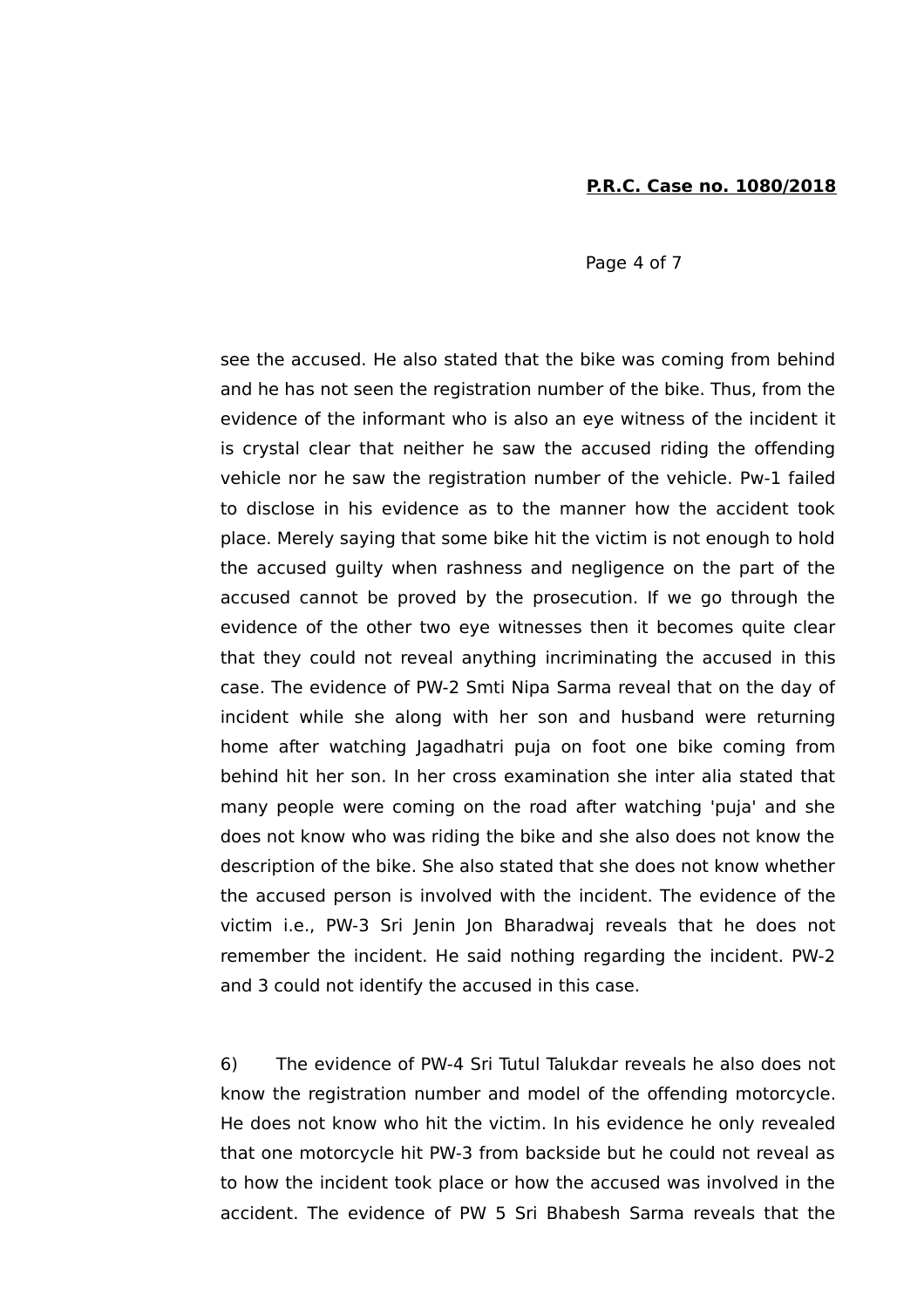see the accused. He also stated that the bike was coming from behind and he has not seen the registration number of the bike. Thus, from the evidence of the informant who is also an eye witness of the incident it is crystal clear that neither he saw the accused riding the offending vehicle nor he saw the registration number of the vehicle. Pw-1 failed to disclose in his evidence as to the manner how the accident took place. Merely saying that some bike hit the victim is not enough to hold the accused guilty when rashness and negligence on the part of the accused cannot be proved by the prosecution. If we go through the evidence of the other two eye witnesses then it becomes quite clear that they could not reveal anything incriminating the accused in this case. The evidence of PW-2 Smti Nipa Sarma reveal that on the day of incident while she along with her son and husband were returning home after watching Jagadhatri puja on foot one bike coming from behind hit her son. In her cross examination she inter alia stated that many people were coming on the road after watching 'puja' and she does not know who was riding the bike and she also does not know the description of the bike. She also stated that she does not know whether the accused person is involved with the incident. The evidence of the victim i.e., PW-3 Sri Jenin Jon Bharadwaj reveals that he does not remember the incident. He said nothing regarding the incident. PW-2 and 3 could not identify the accused in this case.

6) The evidence of PW-4 Sri Tutul Talukdar reveals he also does not know the registration number and model of the offending motorcycle. He does not know who hit the victim. In his evidence he only revealed that one motorcycle hit PW-3 from backside but he could not reveal as to how the incident took place or how the accused was involved in the accident. The evidence of PW 5 Sri Bhabesh Sarma reveals that the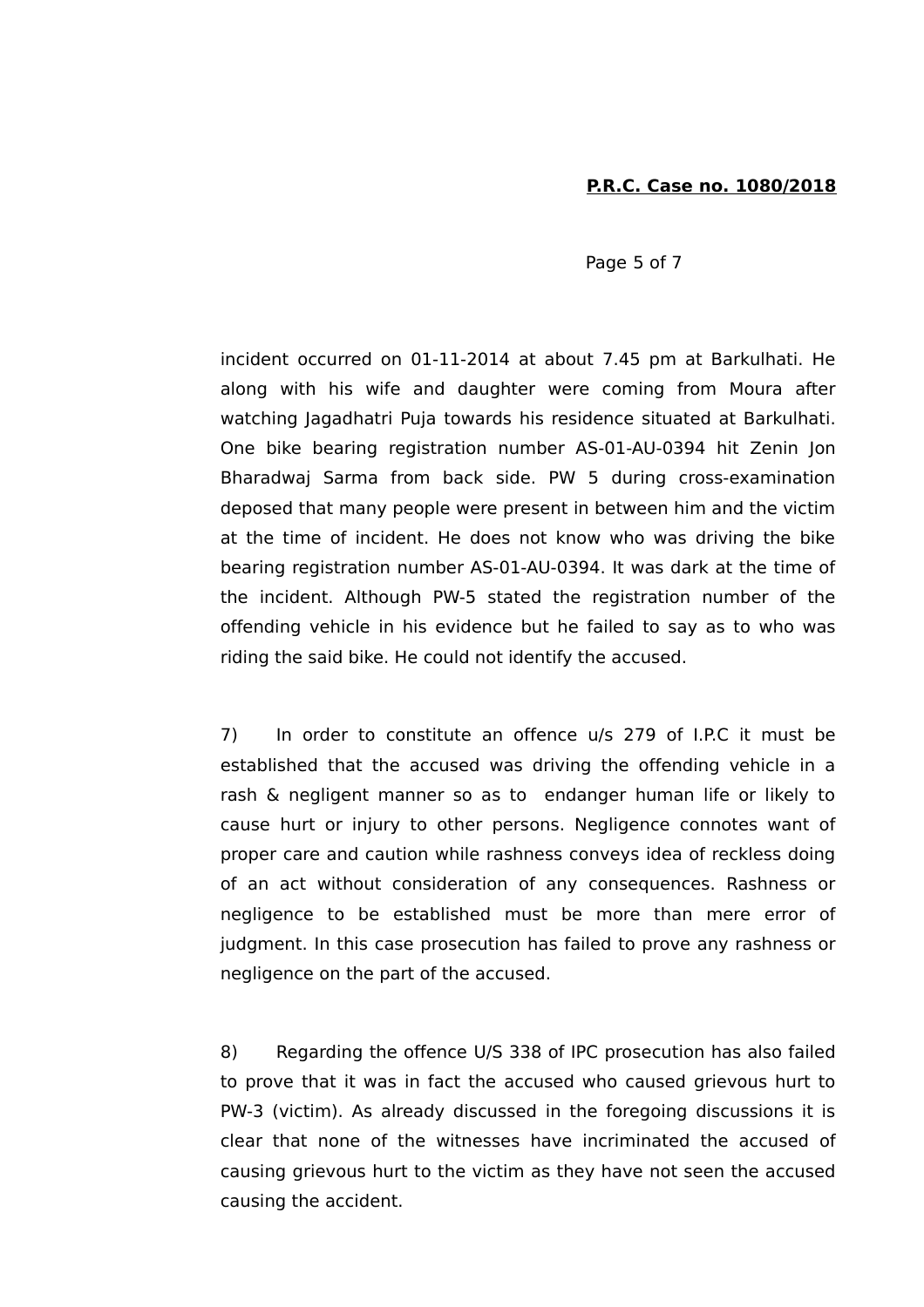incident occurred on 01-11-2014 at about 7.45 pm at Barkulhati. He along with his wife and daughter were coming from Moura after watching Jagadhatri Puja towards his residence situated at Barkulhati. One bike bearing registration number AS-01-AU-0394 hit Zenin Jon Bharadwaj Sarma from back side. PW 5 during cross-examination deposed that many people were present in between him and the victim at the time of incident. He does not know who was driving the bike bearing registration number AS-01-AU-0394. It was dark at the time of the incident. Although PW-5 stated the registration number of the offending vehicle in his evidence but he failed to say as to who was riding the said bike. He could not identify the accused.

7) In order to constitute an offence u/s 279 of I.P.C it must be established that the accused was driving the offending vehicle in a rash & negligent manner so as to endanger human life or likely to cause hurt or injury to other persons. Negligence connotes want of proper care and caution while rashness conveys idea of reckless doing of an act without consideration of any consequences. Rashness or negligence to be established must be more than mere error of judgment. In this case prosecution has failed to prove any rashness or negligence on the part of the accused.

8) Regarding the offence U/S 338 of IPC prosecution has also failed to prove that it was in fact the accused who caused grievous hurt to PW-3 (victim). As already discussed in the foregoing discussions it is clear that none of the witnesses have incriminated the accused of causing grievous hurt to the victim as they have not seen the accused causing the accident.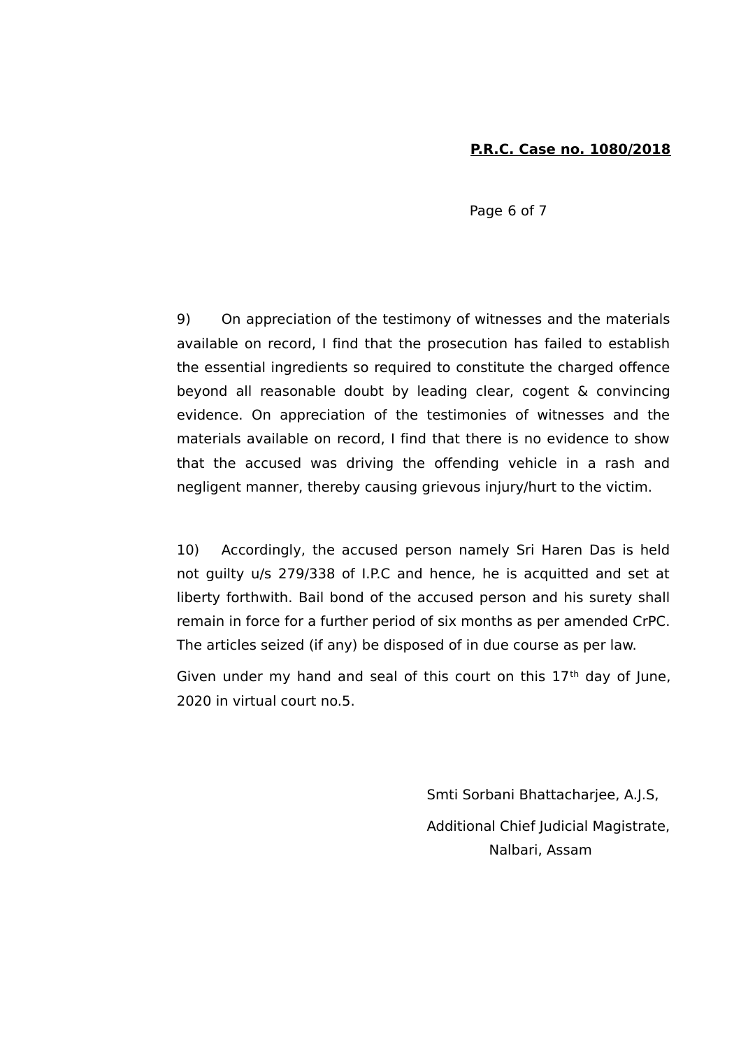9) On appreciation of the testimony of witnesses and the materials available on record, I find that the prosecution has failed to establish the essential ingredients so required to constitute the charged offence beyond all reasonable doubt by leading clear, cogent & convincing evidence. On appreciation of the testimonies of witnesses and the materials available on record, I find that there is no evidence to show that the accused was driving the offending vehicle in a rash and negligent manner, thereby causing grievous injury/hurt to the victim.

10) Accordingly, the accused person namely Sri Haren Das is held not guilty u/s 279/338 of I.P.C and hence, he is acquitted and set at liberty forthwith. Bail bond of the accused person and his surety shall remain in force for a further period of six months as per amended CrPC. The articles seized (if any) be disposed of in due course as per law.

Given under my hand and seal of this court on this 17th day of June, 2020 in virtual court no.5.

Smti Sorbani Bhattacharjee, A.J.S,

Additional Chief Judicial Magistrate,

Nalbari, Assam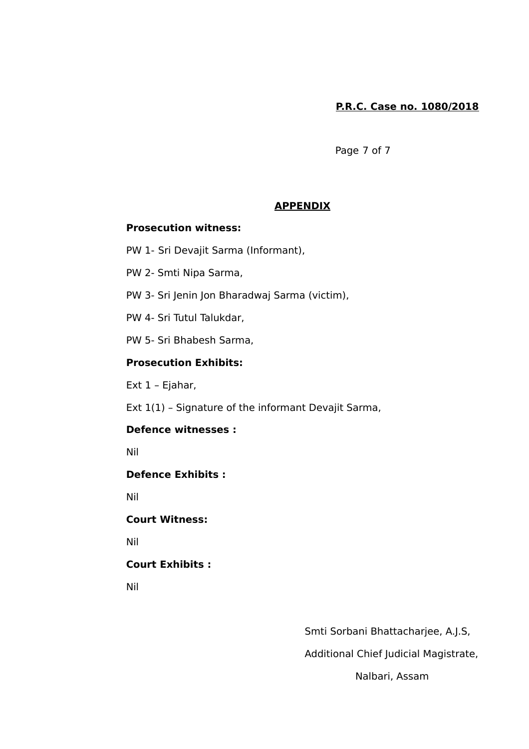## APPENDIX

**Prosecution witness:**

PW 1- Sri Devajit Sarma (Informant),

PW 2- Smti Nipa Sarma,

PW 3- Sri Jenin Jon Bharadwaj Sarma (victim),

PW 4- Sri Tutul Talukdar,

PW 5- Sri Bhabesh Sarma,

**Prosecution Exhibits:**

Ext 1 – Ejahar,

Ext 1(1) – Signature of the informant Devajit Sarma,

**Defence witnesses :**

Nil

**Defence Exhibits :**

Nil

**Court Witness:**

Nil

**Court Exhibits :**

Nil

Smti Sorbani Bhattacharjee, A.J.S,

Additional Chief Judicial Magistrate,

Nalbari, Assam